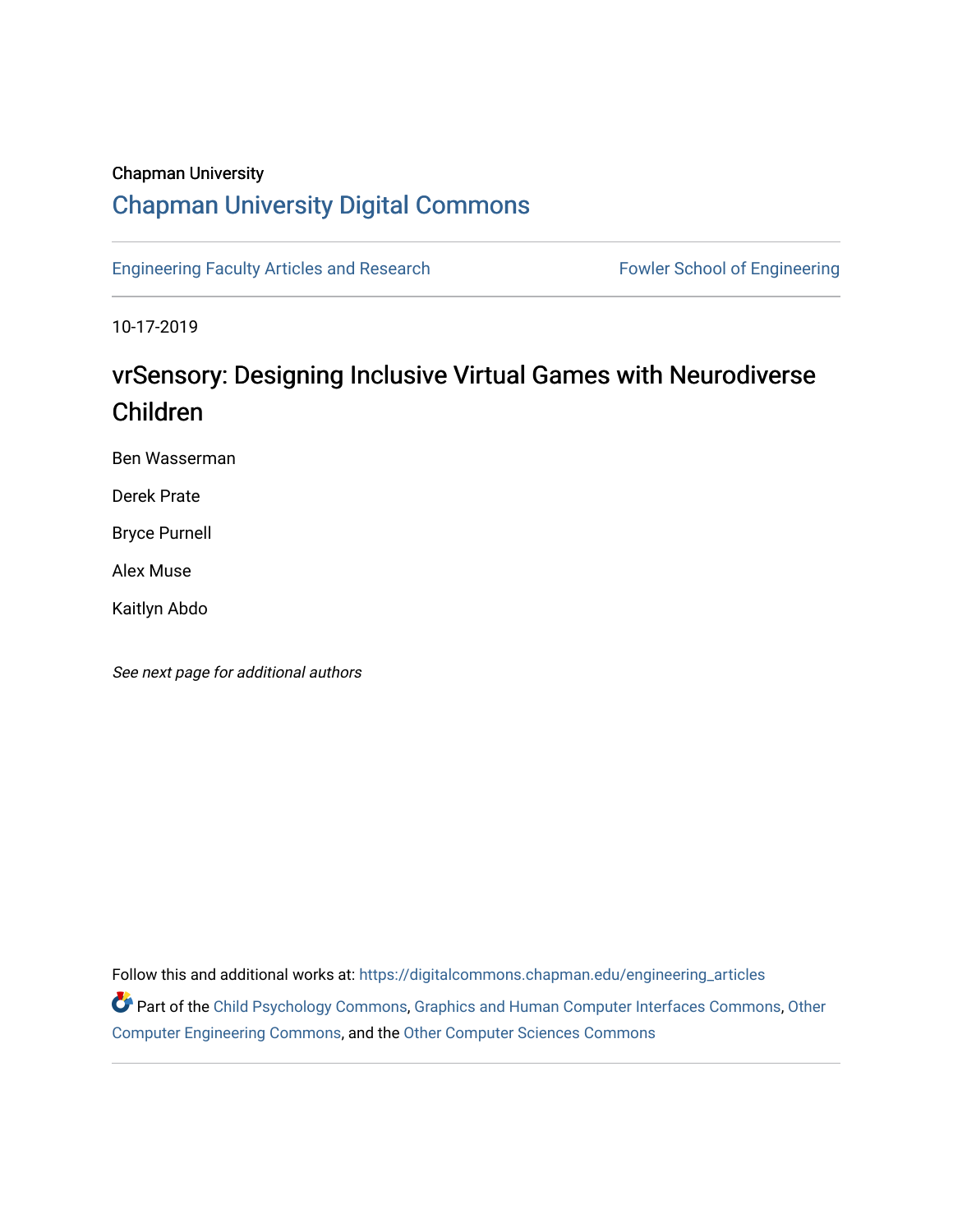Chapman University

## Chapman University Digital Commons

Engineering Faculty Articles and Research | Fowler School of Engineering

10-17-2019

# vrSensory: Designing Inclusive Virtual Games with Neurodiverse Children

Ben Wasserman

Derek Prate

Bryce Purnell

Alex Muse

Kaitlyn Abdo

*See next page for additional authors*

Follow this and additional works at: https://digitalcommons.chapman.edu/engineering_articles

Part of the Child Psychology Commons, Graphics and Human Computer Interfaces Commons, Other Computer Engineering Commons, and the Other Computer Sciences Commons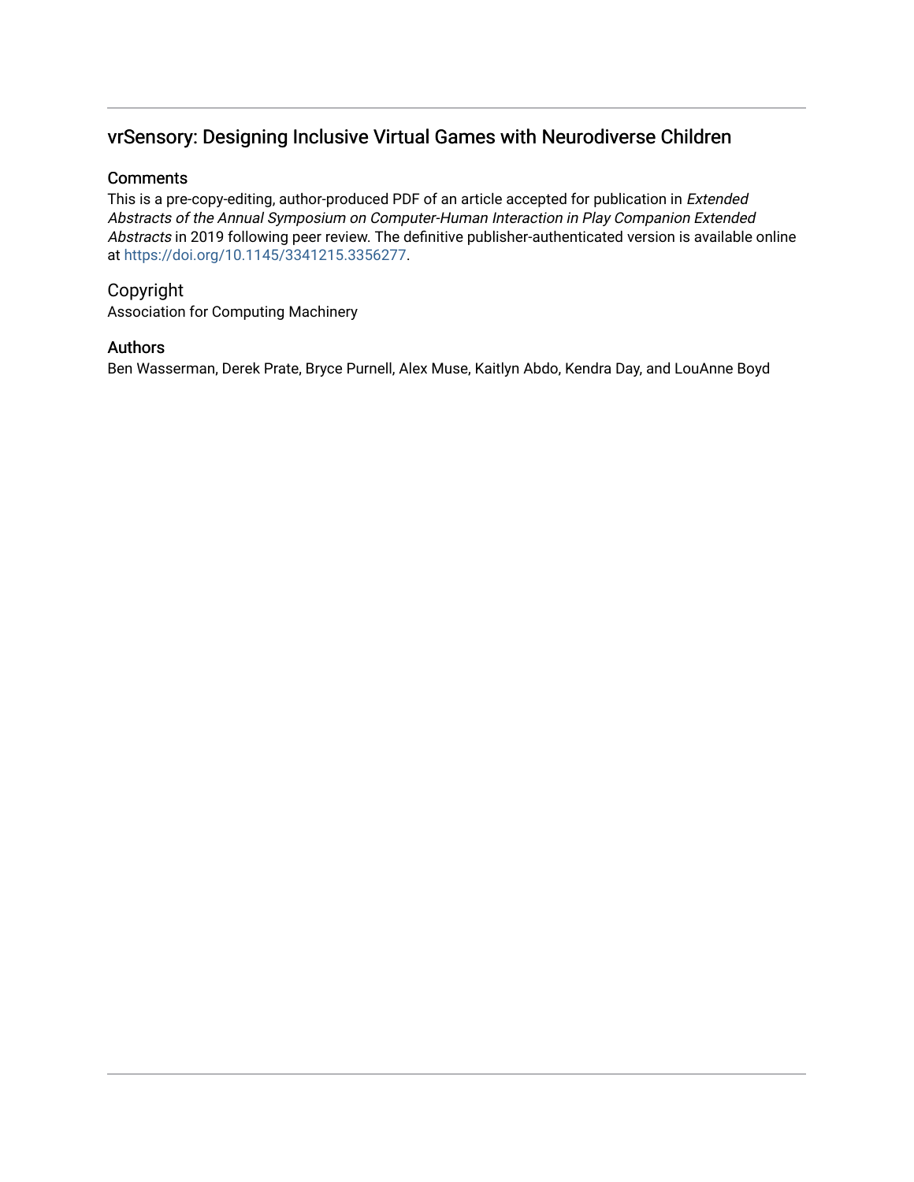## vrSensory: Designing Inclusive Virtual Games with Neurodiverse Children

### Comments

This is a pre-copy-editing, author-produced PDF of an article accepted for publication in *Extended Abstracts of the Annual Symposium on Computer-Human Interaction in Play Companion Extended Abstracts* in 2019 following peer review. The definitive publisher-authenticated version is available online at https://doi.org/10.1145/3341215.3356277.

### Copyright

Association for Computing Machinery

### Authors

Ben Wasserman, Derek Prate, Bryce Purnell, Alex Muse, Kaitlyn Abdo, Kendra Day, and LouAnne Boyd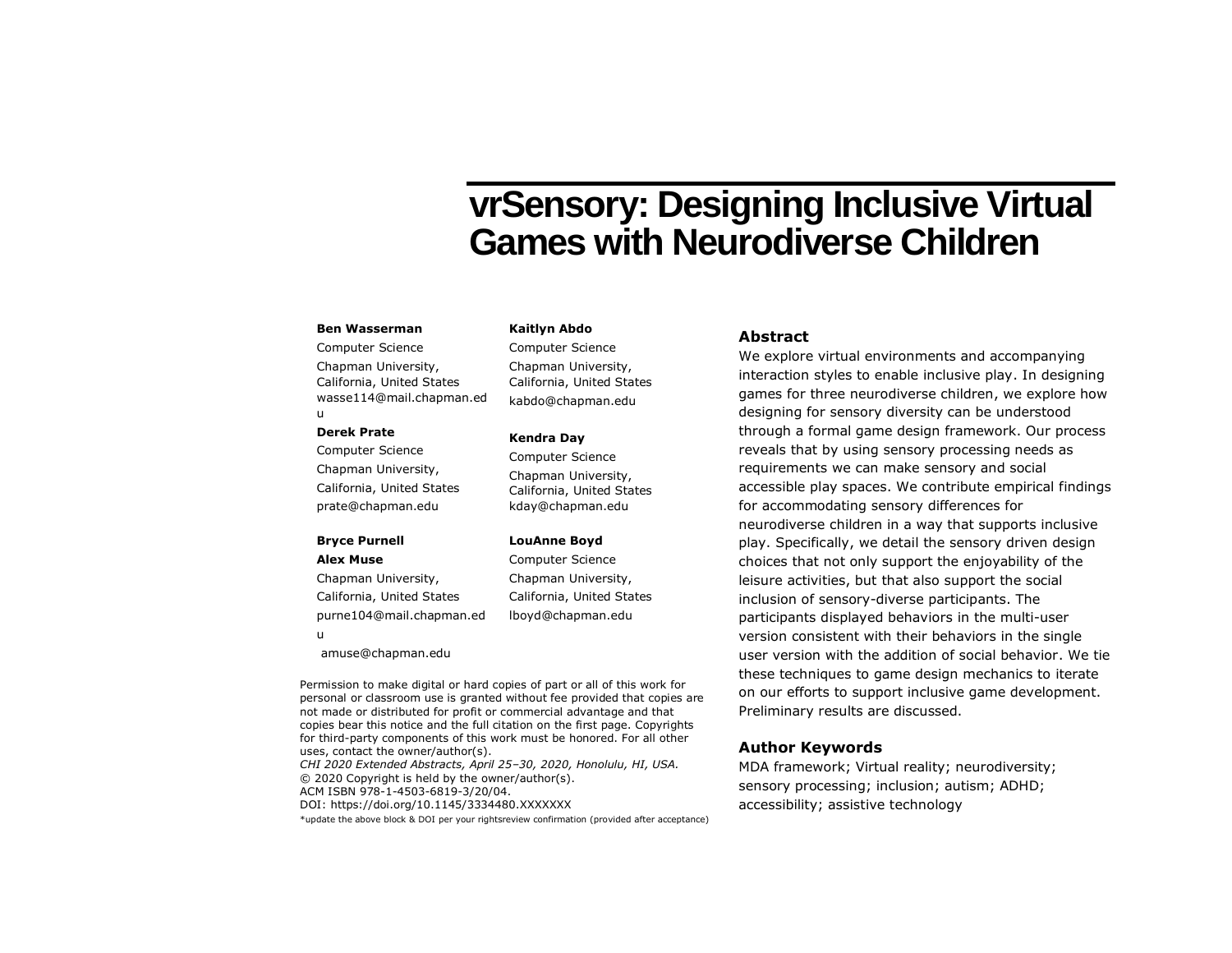# vrSensory: Designing Inclusive Virtual Games with Neurodiverse Children

**Ben Wasserman**
Computer Science
Chapman University,
California, United States
wasse114@mail.chapman.edu

**Derek Prate**
Computer Science
Chapman University,
California, United States
prate@chapman.edu

**Bryce Purnell**
**Alex Muse**
Chapman University,
California, United States
purne104@mail.chapman.edu
amuse@chapman.edu

**Kaitlyn Abdo**
Computer Science
Chapman University,
California, United States
kabdo@chapman.edu

**Kendra Day**
Computer Science
Chapman University,
California, United States
kday@chapman.edu

**LouAnne Boyd**
Computer Science
Chapman University,
California, United States
lboyd@chapman.edu

Permission to make digital or hard copies of part or all of this work for personal or classroom use is granted without fee provided that copies are not made or distributed for profit or commercial advantage and that copies bear this notice and the full citation on the first page. Copyrights for third-party components of this work must be honored. For all other uses, contact the owner/author(s).
*CHI 2020 Extended Abstracts, April 25–30, 2020, Honolulu, HI, USA.*
© 2020 Copyright is held by the owner/author(s).
ACM ISBN 978-1-4503-6819-3/20/04.
DOI: https://doi.org/10.1145/3334480.XXXXXXX
*update the above block & DOI per your rightsreview confirmation (provided after acceptance)

## Abstract

We explore virtual environments and accompanying interaction styles to enable inclusive play. In designing games for three neurodiverse children, we explore how designing for sensory diversity can be understood through a formal game design framework. Our process reveals that by using sensory processing needs as requirements we can make sensory and social accessible play spaces. We contribute empirical findings for accommodating sensory differences for neurodiverse children in a way that supports inclusive play. Specifically, we detail the sensory driven design choices that not only support the enjoyability of the leisure activities, but that also support the social inclusion of sensory-diverse participants. The participants displayed behaviors in the multi-user version consistent with their behaviors in the single user version with the addition of social behavior. We tie these techniques to game design mechanics to iterate on our efforts to support inclusive game development. Preliminary results are discussed.

## Author Keywords

MDA framework; Virtual reality; neurodiversity; sensory processing; inclusion; autism; ADHD; accessibility; assistive technology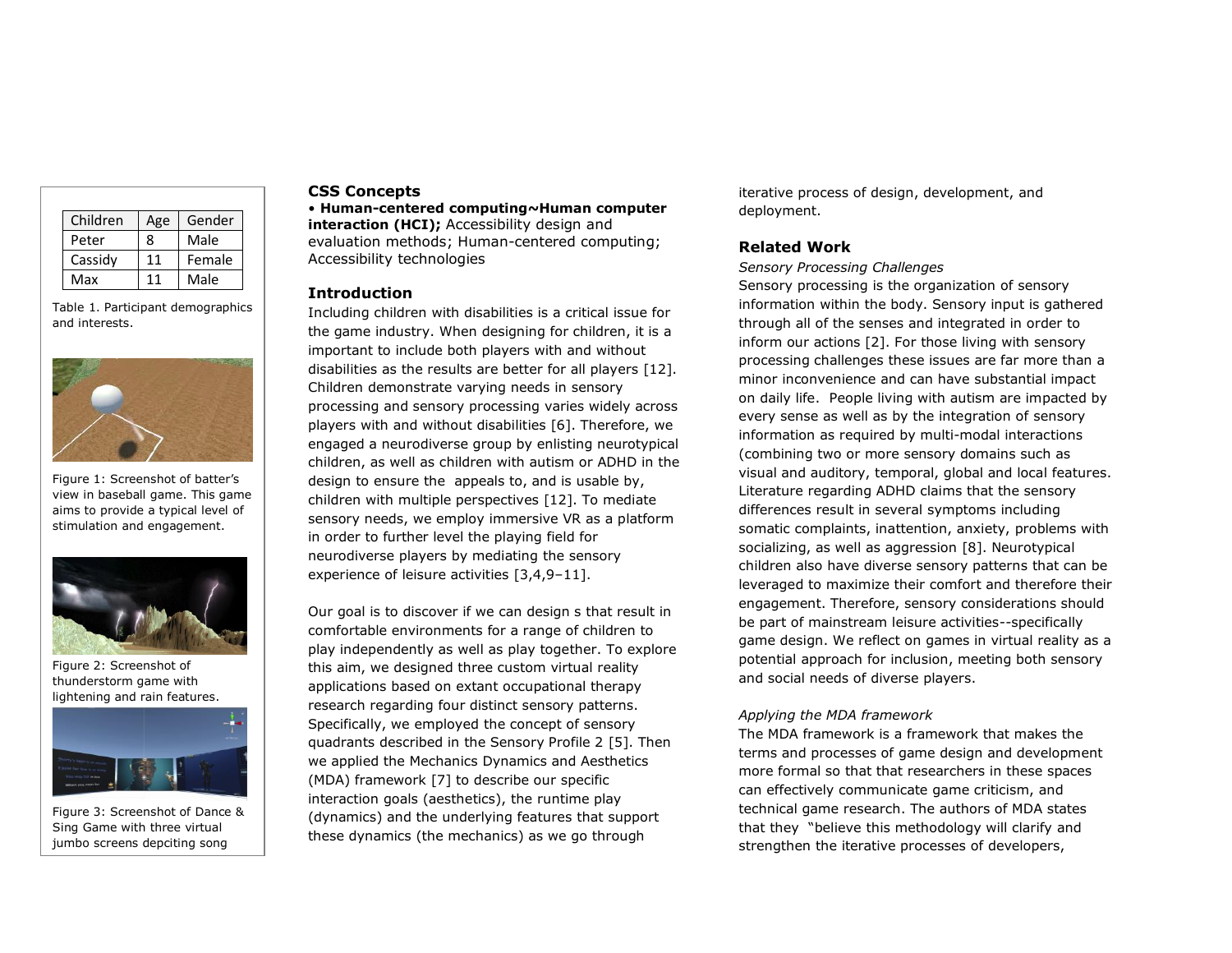| Children | Age | Gender |
| --- | --- | --- |
| Peter | 8 | Male |
| Cassidy | 11 | Female |
| Max | 11 | Male |

Table 1. Participant demographics and interests.

Figure 1: Screenshot of batter's view in baseball game. This game aims to provide a typical level of stimulation and engagement.

Figure 2: Screenshot of thunderstorm game with lightening and rain features.

Figure 3: Screenshot of Dance & Sing Game with three virtual jumbo screens depciting song

## CSS Concepts

• **Human-centered computing~Human computer interaction (HCI);** Accessibility design and evaluation methods; Human-centered computing; Accessibility technologies

## Introduction

Including children with disabilities is a critical issue for the game industry. When designing for children, it is a important to include both players with and without disabilities as the results are better for all players [12]. Children demonstrate varying needs in sensory processing and sensory processing varies widely across players with and without disabilities [6]. Therefore, we engaged a neurodiverse group by enlisting neurotypical children, as well as children with autism or ADHD in the design to ensure the appeals to, and is usable by, children with multiple perspectives [12]. To mediate sensory needs, we employ immersive VR as a platform in order to further level the playing field for neurodiverse players by mediating the sensory experience of leisure activities [3,4,9–11].

Our goal is to discover if we can design s that result in comfortable environments for a range of children to play independently as well as play together. To explore this aim, we designed three custom virtual reality applications based on extant occupational therapy research regarding four distinct sensory patterns. Specifically, we employed the concept of sensory quadrants described in the Sensory Profile 2 [5]. Then we applied the Mechanics Dynamics and Aesthetics (MDA) framework [7] to describe our specific interaction goals (aesthetics), the runtime play (dynamics) and the underlying features that support these dynamics (the mechanics) as we go through iterative process of design, development, and deployment.

## Related Work

*Sensory Processing Challenges*

Sensory processing is the organization of sensory information within the body. Sensory input is gathered through all of the senses and integrated in order to inform our actions [2]. For those living with sensory processing challenges these issues are far more than a minor inconvenience and can have substantial impact on daily life. People living with autism are impacted by every sense as well as by the integration of sensory information as required by multi-modal interactions (combining two or more sensory domains such as visual and auditory, temporal, global and local features. Literature regarding ADHD claims that the sensory differences result in several symptoms including somatic complaints, inattention, anxiety, problems with socializing, as well as aggression [8]. Neurotypical children also have diverse sensory patterns that can be leveraged to maximize their comfort and therefore their engagement. Therefore, sensory considerations should be part of mainstream leisure activities--specifically game design. We reflect on games in virtual reality as a potential approach for inclusion, meeting both sensory and social needs of diverse players.

*Applying the MDA framework*

The MDA framework is a framework that makes the terms and processes of game design and development more formal so that that researchers in these spaces can effectively communicate game criticism, and technical game research. The authors of MDA states that they "believe this methodology will clarify and strengthen the iterative processes of developers,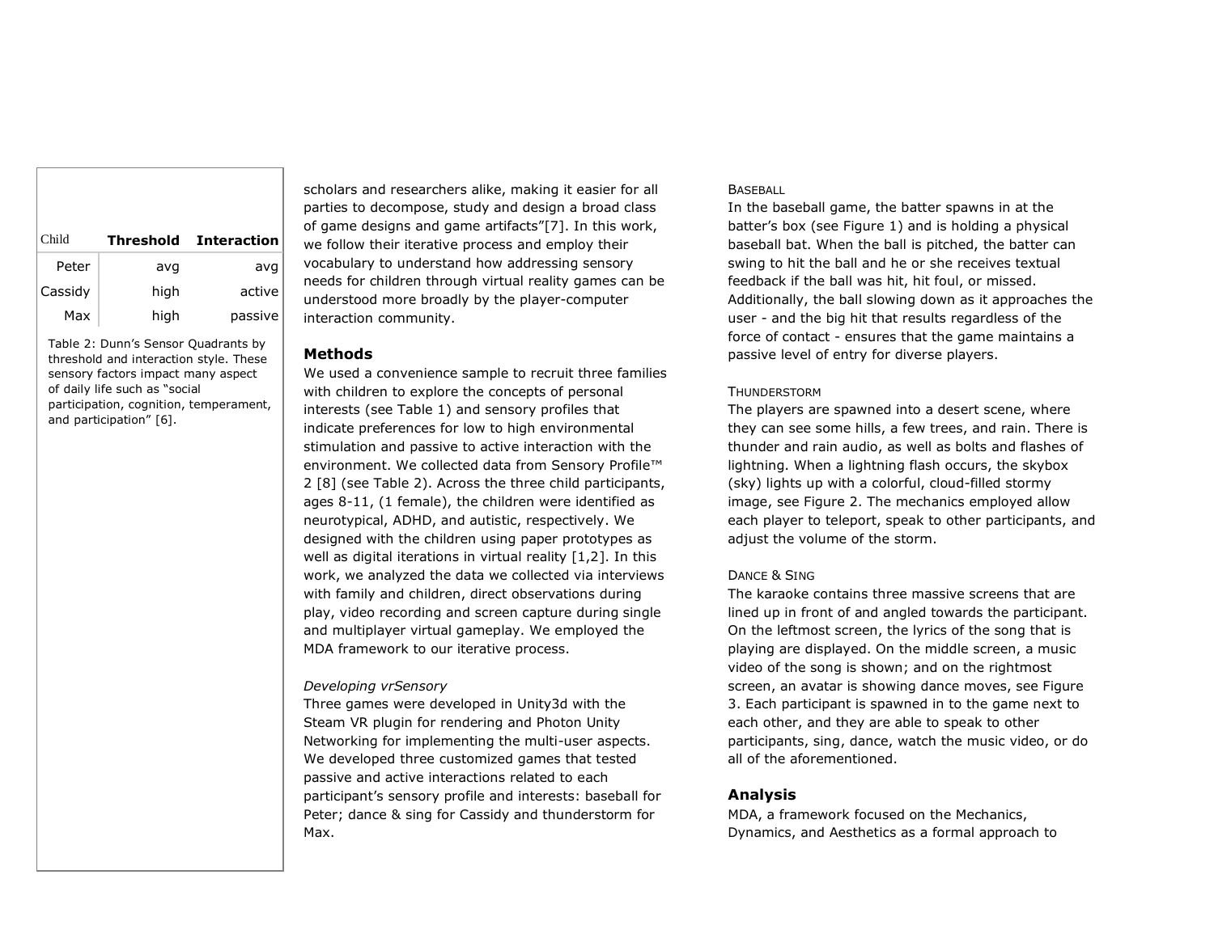| Child | Threshold | Interaction |
|---|---|---|
| Peter | avg | avg |
| Cassidy | high | active |
| Max | high | passive |

Table 2: Dunn's Sensor Quadrants by threshold and interaction style. These sensory factors impact many aspect of daily life such as "social participation, cognition, temperament, and participation" [6].

scholars and researchers alike, making it easier for all parties to decompose, study and design a broad class of game designs and game artifacts"[7]. In this work, we follow their iterative process and employ their vocabulary to understand how addressing sensory needs for children through virtual reality games can be understood more broadly by the player-computer interaction community.

## Methods

We used a convenience sample to recruit three families with children to explore the concepts of personal interests (see Table 1) and sensory profiles that indicate preferences for low to high environmental stimulation and passive to active interaction with the environment. We collected data from Sensory Profile™ 2 [8] (see Table 2). Across the three child participants, ages 8-11, (1 female), the children were identified as neurotypical, ADHD, and autistic, respectively. We designed with the children using paper prototypes as well as digital iterations in virtual reality [1,2]. In this work, we analyzed the data we collected via interviews with family and children, direct observations during play, video recording and screen capture during single and multiplayer virtual gameplay. We employed the MDA framework to our iterative process.

*Developing vrSensory*

Three games were developed in Unity3d with the Steam VR plugin for rendering and Photon Unity Networking for implementing the multi-user aspects. We developed three customized games that tested passive and active interactions related to each participant's sensory profile and interests: baseball for Peter; dance & sing for Cassidy and thunderstorm for Max.

BASEBALL

In the baseball game, the batter spawns in at the batter's box (see Figure 1) and is holding a physical baseball bat. When the ball is pitched, the batter can swing to hit the ball and he or she receives textual feedback if the ball was hit, hit foul, or missed. Additionally, the ball slowing down as it approaches the user - and the big hit that results regardless of the force of contact - ensures that the game maintains a passive level of entry for diverse players.

THUNDERSTORM

The players are spawned into a desert scene, where they can see some hills, a few trees, and rain. There is thunder and rain audio, as well as bolts and flashes of lightning. When a lightning flash occurs, the skybox (sky) lights up with a colorful, cloud-filled stormy image, see Figure 2. The mechanics employed allow each player to teleport, speak to other participants, and adjust the volume of the storm.

DANCE & SING

The karaoke contains three massive screens that are lined up in front of and angled towards the participant. On the leftmost screen, the lyrics of the song that is playing are displayed. On the middle screen, a music video of the song is shown; and on the rightmost screen, an avatar is showing dance moves, see Figure 3. Each participant is spawned in to the game next to each other, and they are able to speak to other participants, sing, dance, watch the music video, or do all of the aforementioned.

## Analysis

MDA, a framework focused on the Mechanics, Dynamics, and Aesthetics as a formal approach to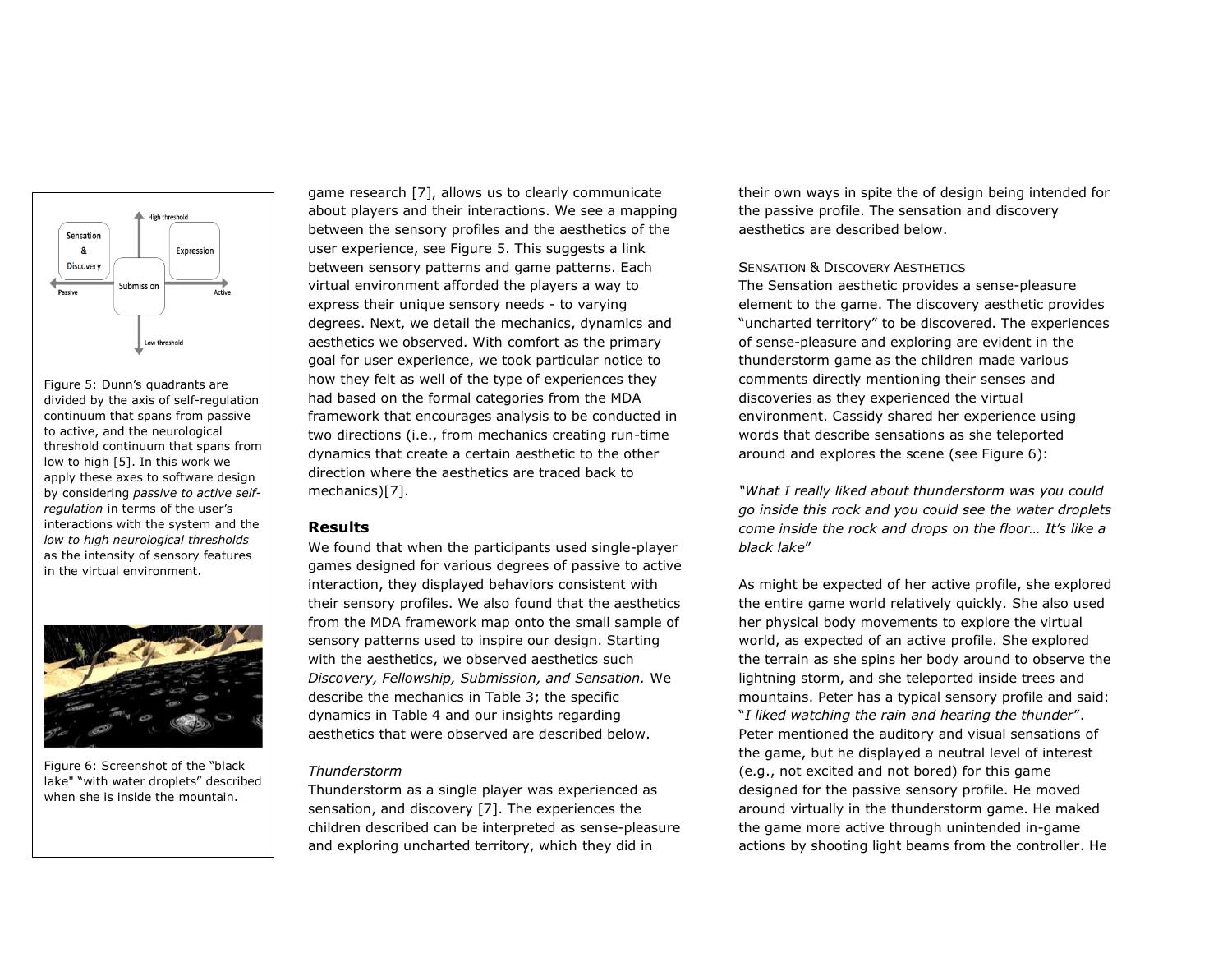Figure 5: Dunn's quadrants are divided by the axis of self-regulation continuum that spans from passive to active, and the neurological threshold continuum that spans from low to high [5]. In this work we apply these axes to software design by considering *passive to active self-regulation* in terms of the user's interactions with the system and the *low to high neurological thresholds* as the intensity of sensory features in the virtual environment.

Figure 6: Screenshot of the "black lake" "with water droplets" described when she is inside the mountain.

game research [7], allows us to clearly communicate about players and their interactions. We see a mapping between the sensory profiles and the aesthetics of the user experience, see Figure 5. This suggests a link between sensory patterns and game patterns. Each virtual environment afforded the players a way to express their unique sensory needs - to varying degrees. Next, we detail the mechanics, dynamics and aesthetics we observed. With comfort as the primary goal for user experience, we took particular notice to how they felt as well of the type of experiences they had based on the formal categories from the MDA framework that encourages analysis to be conducted in two directions (i.e., from mechanics creating run-time dynamics that create a certain aesthetic to the other direction where the aesthetics are traced back to mechanics)[7].

## Results

We found that when the participants used single-player games designed for various degrees of passive to active interaction, they displayed behaviors consistent with their sensory profiles. We also found that the aesthetics from the MDA framework map onto the small sample of sensory patterns used to inspire our design. Starting with the aesthetics, we observed aesthetics such *Discovery, Fellowship, Submission, and Sensation.* We describe the mechanics in Table 3; the specific dynamics in Table 4 and our insights regarding aesthetics that were observed are described below.

*Thunderstorm*

Thunderstorm as a single player was experienced as sensation, and discovery [7]. The experiences the children described can be interpreted as sense-pleasure and exploring uncharted territory, which they did in their own ways in spite the of design being intended for the passive profile. The sensation and discovery aesthetics are described below.

### Sensation & Discovery Aesthetics

The Sensation aesthetic provides a sense-pleasure element to the game. The discovery aesthetic provides "uncharted territory" to be discovered. The experiences of sense-pleasure and exploring are evident in the thunderstorm game as the children made various comments directly mentioning their senses and discoveries as they experienced the virtual environment. Cassidy shared her experience using words that describe sensations as she teleported around and explores the scene (see Figure 6):

*"What I really liked about thunderstorm was you could go inside this rock and you could see the water droplets come inside the rock and drops on the floor… It's like a black lake"*

As might be expected of her active profile, she explored the entire game world relatively quickly. She also used her physical body movements to explore the virtual world, as expected of an active profile. She explored the terrain as she spins her body around to observe the lightning storm, and she teleported inside trees and mountains. Peter has a typical sensory profile and said: "*I liked watching the rain and hearing the thunder*". Peter mentioned the auditory and visual sensations of the game, but he displayed a neutral level of interest (e.g., not excited and not bored) for this game designed for the passive sensory profile. He moved around virtually in the thunderstorm game. He maked the game more active through unintended in-game actions by shooting light beams from the controller. He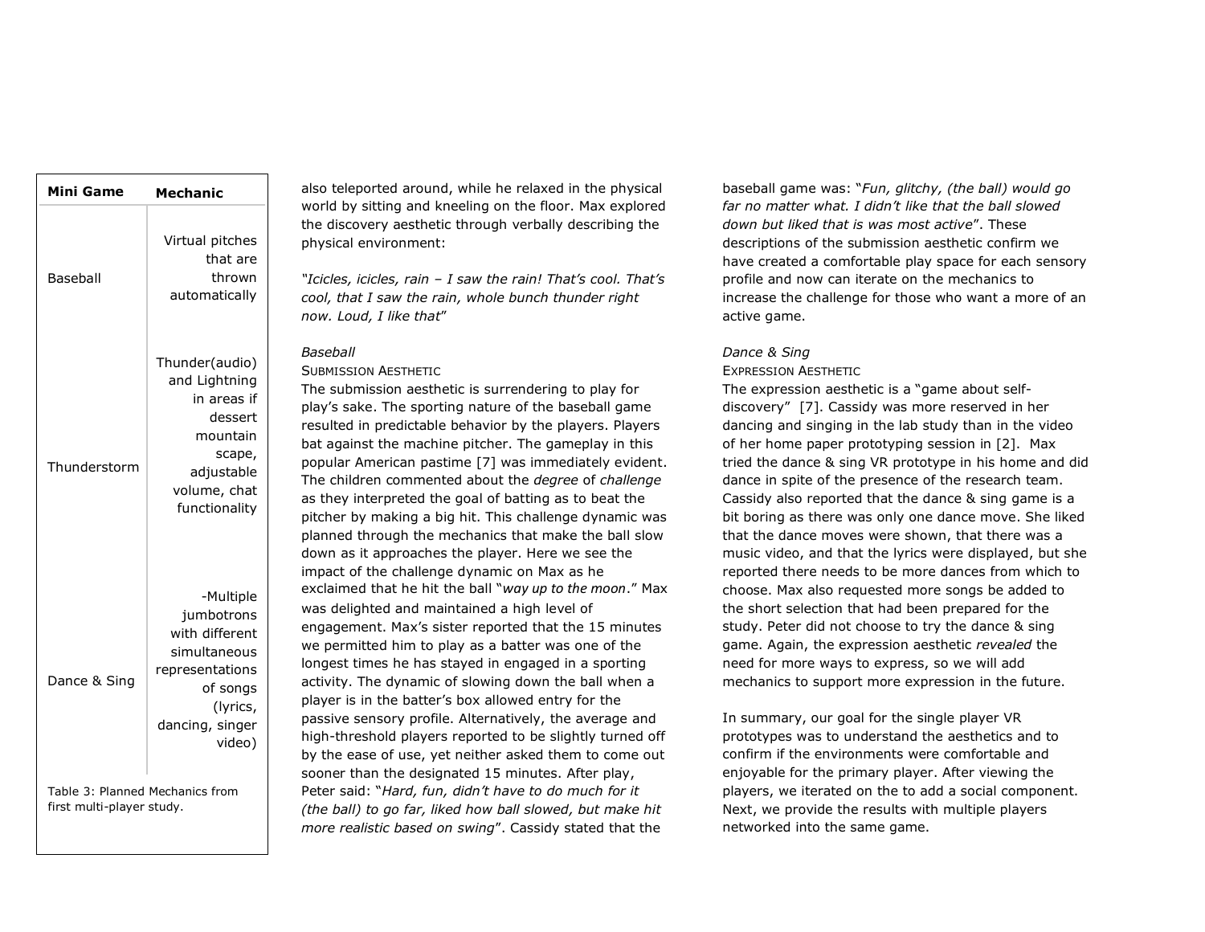| Mini Game | Mechanic |
|---|---|
| Baseball | Virtual pitches that are thrown automatically |
| Thunderstorm | Thunder(audio) and Lightning in areas if dessert mountain scape, adjustable volume, chat functionality |
| Dance & Sing | -Multiple jumbotrons with different simultaneous representations of songs (lyrics, dancing, singer video) |

Table 3: Planned Mechanics from first multi-player study.

also teleported around, while he relaxed in the physical world by sitting and kneeling on the floor. Max explored the discovery aesthetic through verbally describing the physical environment:

*"Icicles, icicles, rain – I saw the rain! That's cool. That's cool, that I saw the rain, whole bunch thunder right now. Loud, I like that*"

*Baseball*

SUBMISSION AESTHETIC

The submission aesthetic is surrendering to play for play's sake. The sporting nature of the baseball game resulted in predictable behavior by the players. Players bat against the machine pitcher. The gameplay in this popular American pastime [7] was immediately evident. The children commented about the *degree* of *challenge* as they interpreted the goal of batting as to beat the pitcher by making a big hit. This challenge dynamic was planned through the mechanics that make the ball slow down as it approaches the player. Here we see the impact of the challenge dynamic on Max as he exclaimed that he hit the ball "*way up to the moon*." Max was delighted and maintained a high level of engagement. Max's sister reported that the 15 minutes we permitted him to play as a batter was one of the longest times he has stayed in engaged in a sporting activity. The dynamic of slowing down the ball when a player is in the batter's box allowed entry for the passive sensory profile. Alternatively, the average and high-threshold players reported to be slightly turned off by the ease of use, yet neither asked them to come out sooner than the designated 15 minutes. After play, Peter said: "*Hard, fun, didn't have to do much for it (the ball) to go far, liked how ball slowed, but make hit more realistic based on swing*". Cassidy stated that the baseball game was: "*Fun, glitchy, (the ball) would go far no matter what. I didn't like that the ball slowed down but liked that is was most active*". These descriptions of the submission aesthetic confirm we have created a comfortable play space for each sensory profile and now can iterate on the mechanics to increase the challenge for those who want a more of an active game.

*Dance & Sing*

EXPRESSION AESTHETIC

The expression aesthetic is a "game about self-discovery" [7]. Cassidy was more reserved in her dancing and singing in the lab study than in the video of her home paper prototyping session in [2]. Max tried the dance & sing VR prototype in his home and did dance in spite of the presence of the research team. Cassidy also reported that the dance & sing game is a bit boring as there was only one dance move. She liked that the dance moves were shown, that there was a music video, and that the lyrics were displayed, but she reported there needs to be more dances from which to choose. Max also requested more songs be added to the short selection that had been prepared for the study. Peter did not choose to try the dance & sing game. Again, the expression aesthetic *revealed* the need for more ways to express, so we will add mechanics to support more expression in the future.

In summary, our goal for the single player VR prototypes was to understand the aesthetics and to confirm if the environments were comfortable and enjoyable for the primary player. After viewing the players, we iterated on the to add a social component. Next, we provide the results with multiple players networked into the same game.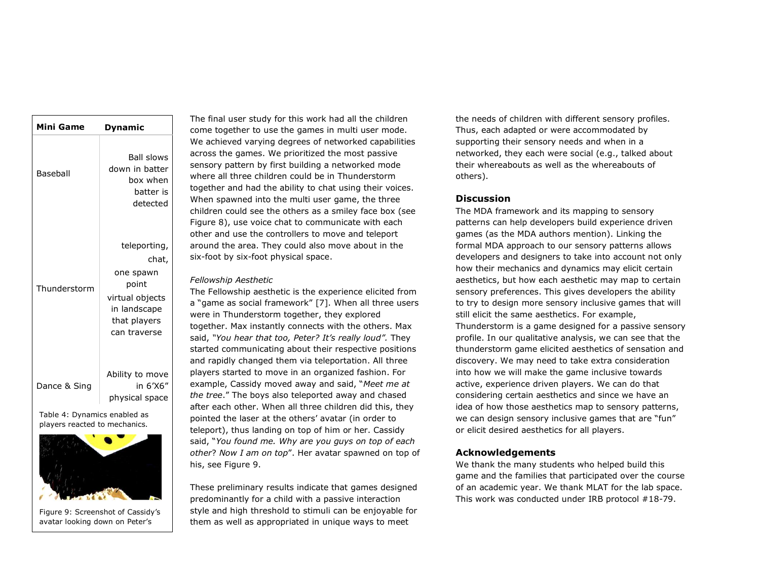| Mini Game | Dynamic |
|---|---|
| Baseball | Ball slows down in batter box when batter is detected |
| Thunderstorm | teleporting, chat, one spawn point virtual objects in landscape that players can traverse |
| Dance & Sing | Ability to move in 6'X6" physical space |

Table 4: Dynamics enabled as players reacted to mechanics.

Figure 9: Screenshot of Cassidy's avatar looking down on Peter's

The final user study for this work had all the children come together to use the games in multi user mode. We achieved varying degrees of networked capabilities across the games. We prioritized the most passive sensory pattern by first building a networked mode where all three children could be in Thunderstorm together and had the ability to chat using their voices. When spawned into the multi user game, the three children could see the others as a smiley face box (see Figure 8), use voice chat to communicate with each other and use the controllers to move and teleport around the area. They could also move about in the six-foot by six-foot physical space.

*Fellowship Aesthetic*

The Fellowship aesthetic is the experience elicited from a "game as social framework" [7]. When all three users were in Thunderstorm together, they explored together. Max instantly connects with the others. Max said, "*You hear that too, Peter? It's really loud".* They started communicating about their respective positions and rapidly changed them via teleportation. All three players started to move in an organized fashion. For example, Cassidy moved away and said, "*Meet me at the tree*." The boys also teleported away and chased after each other. When all three children did this, they pointed the laser at the others' avatar (in order to teleport), thus landing on top of him or her. Cassidy said, "*You found me. Why are you guys on top of each other*? *Now I am on top*". Her avatar spawned on top of his, see Figure 9.

These preliminary results indicate that games designed predominantly for a child with a passive interaction style and high threshold to stimuli can be enjoyable for them as well as appropriated in unique ways to meet the needs of children with different sensory profiles. Thus, each adapted or were accommodated by supporting their sensory needs and when in a networked, they each were social (e.g., talked about their whereabouts as well as the whereabouts of others).

## Discussion

The MDA framework and its mapping to sensory patterns can help developers build experience driven games (as the MDA authors mention). Linking the formal MDA approach to our sensory patterns allows developers and designers to take into account not only how their mechanics and dynamics may elicit certain aesthetics, but how each aesthetic may map to certain sensory preferences. This gives developers the ability to try to design more sensory inclusive games that will still elicit the same aesthetics. For example, Thunderstorm is a game designed for a passive sensory profile. In our qualitative analysis, we can see that the thunderstorm game elicited aesthetics of sensation and discovery. We may need to take extra consideration into how we will make the game inclusive towards active, experience driven players. We can do that considering certain aesthetics and since we have an idea of how those aesthetics map to sensory patterns, we can design sensory inclusive games that are "fun" or elicit desired aesthetics for all players.

## Acknowledgements

We thank the many students who helped build this game and the families that participated over the course of an academic year. We thank MLAT for the lab space. This work was conducted under IRB protocol #18-79.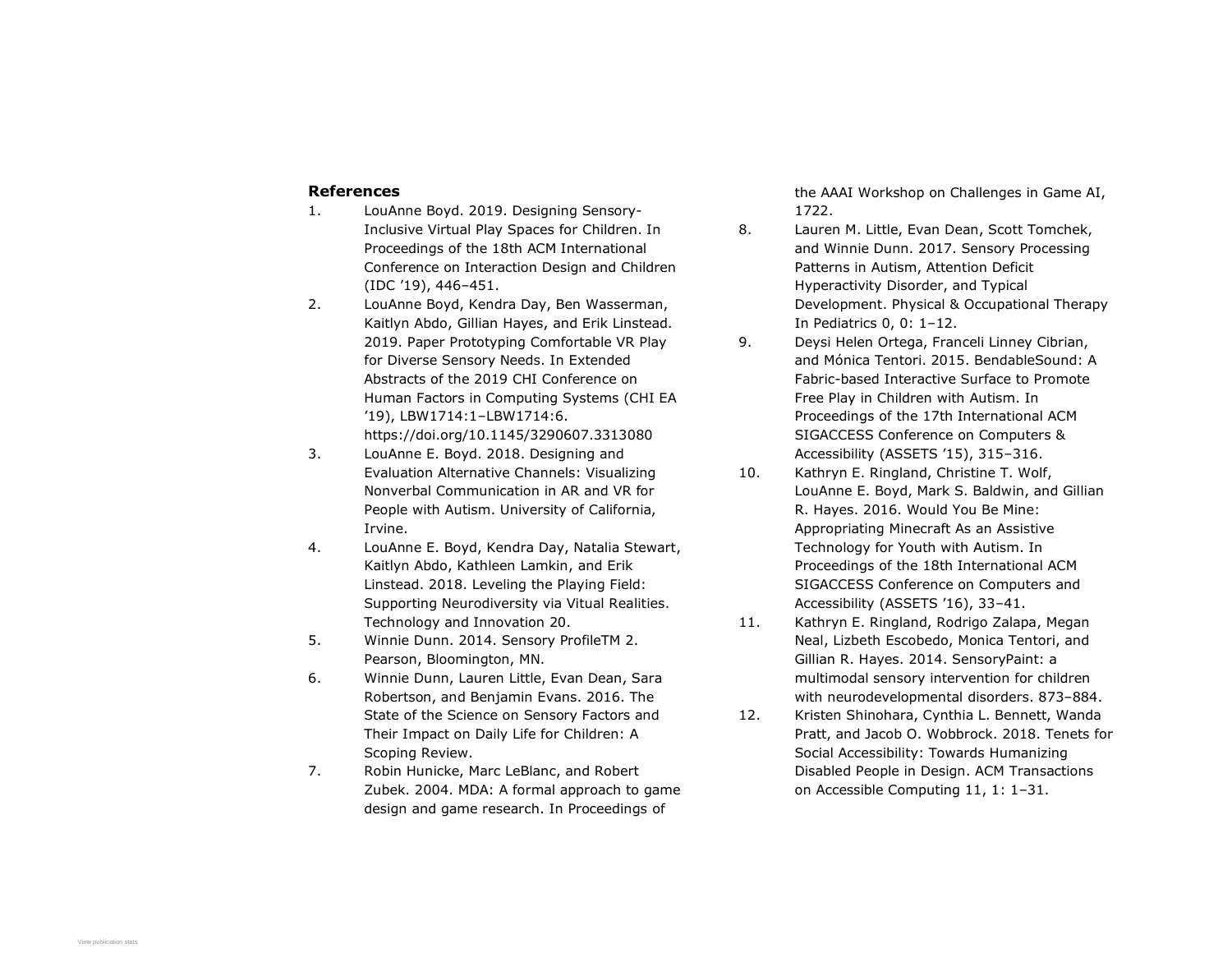## References

1. LouAnne Boyd. 2019. Designing Sensory-Inclusive Virtual Play Spaces for Children. In Proceedings of the 18th ACM International Conference on Interaction Design and Children (IDC '19), 446–451.
2. LouAnne Boyd, Kendra Day, Ben Wasserman, Kaitlyn Abdo, Gillian Hayes, and Erik Linstead. 2019. Paper Prototyping Comfortable VR Play for Diverse Sensory Needs. In Extended Abstracts of the 2019 CHI Conference on Human Factors in Computing Systems (CHI EA '19), LBW1714:1–LBW1714:6. https://doi.org/10.1145/3290607.3313080
3. LouAnne E. Boyd. 2018. Designing and Evaluation Alternative Channels: Visualizing Nonverbal Communication in AR and VR for People with Autism. University of California, Irvine.
4. LouAnne E. Boyd, Kendra Day, Natalia Stewart, Kaitlyn Abdo, Kathleen Lamkin, and Erik Linstead. 2018. Leveling the Playing Field: Supporting Neurodiversity via Virtual Realities. Technology and Innovation 20.
5. Winnie Dunn. 2014. Sensory ProfileTM 2. Pearson, Bloomington, MN.
6. Winnie Dunn, Lauren Little, Evan Dean, Sara Robertson, and Benjamin Evans. 2016. The State of the Science on Sensory Factors and Their Impact on Daily Life for Children: A Scoping Review.
7. Robin Hunicke, Marc LeBlanc, and Robert Zubek. 2004. MDA: A formal approach to game design and game research. In Proceedings of the AAAI Workshop on Challenges in Game AI, 1722.
8. Lauren M. Little, Evan Dean, Scott Tomchek, and Winnie Dunn. 2017. Sensory Processing Patterns in Autism, Attention Deficit Hyperactivity Disorder, and Typical Development. Physical & Occupational Therapy In Pediatrics 0, 0: 1–12.
9. Deysi Helen Ortega, Franceli Linney Cibrian, and Mónica Tentori. 2015. BendableSound: A Fabric-based Interactive Surface to Promote Free Play in Children with Autism. In Proceedings of the 17th International ACM SIGACCESS Conference on Computers & Accessibility (ASSETS '15), 315–316.
10. Kathryn E. Ringland, Christine T. Wolf, LouAnne E. Boyd, Mark S. Baldwin, and Gillian R. Hayes. 2016. Would You Be Mine: Appropriating Minecraft As an Assistive Technology for Youth with Autism. In Proceedings of the 18th International ACM SIGACCESS Conference on Computers and Accessibility (ASSETS '16), 33–41.
11. Kathryn E. Ringland, Rodrigo Zalapa, Megan Neal, Lizbeth Escobedo, Monica Tentori, and Gillian R. Hayes. 2014. SensoryPaint: a multimodal sensory intervention for children with neurodevelopmental disorders. 873–884.
12. Kristen Shinohara, Cynthia L. Bennett, Wanda Pratt, and Jacob O. Wobbrock. 2018. Tenets for Social Accessibility: Towards Humanizing Disabled People in Design. ACM Transactions on Accessible Computing 11, 1: 1–31.